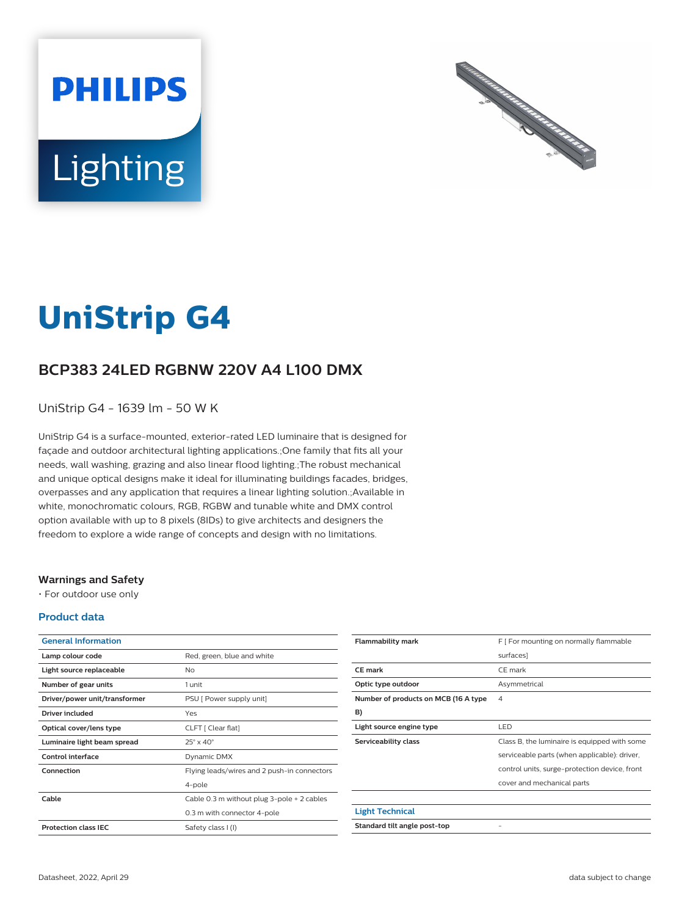# UniStrip G4

## BCP383 24LED RGBNW 220V A4 L100 DMX

UniStrip G4 - 1639 lm - 50 W K

UniStrip G4 is a surface-mounted, exterior-rated LED luminaire that is designed for façade and outdoor architectural lighting applications.;One family that fits all your needs, wall washing, grazing and also linear flood lighting.;The robust mechanical and unique optical designs make it ideal for illuminating buildings facades, bridges, overpasses and any application that requires a linear lighting solution.;Available in white, monochromatic colours, RGB, RGBW and tunable white and DMX control option available with up to 8 pixels (8IDs) to give architects and designers the freedom to explore a wide range of concepts and design with no limitations.

### Warnings and Safety

- For outdoor use only

### Product data

| General Information | |
|---|---|
| Lamp colour code | Red, green, blue and white |
| Light source replaceable | No |
| Number of gear units | 1 unit |
| Driver/power unit/transformer | PSU [ Power supply unit] |
| Driver included | Yes |
| Optical cover/lens type | CLFT [ Clear flat] |
| Luminaire light beam spread | 25° x 40° |
| Control interface | Dynamic DMX |
| Connection | Flying leads/wires and 2 push-in connectors 4-pole |
| Cable | Cable 0.3 m without plug 3-pole + 2 cables 0.3 m with connector 4-pole |
| Protection class IEC | Safety class I (I) |
| Flammability mark | F [ For mounting on normally flammable surfaces] |
| CE mark | CE mark |
| Optic type outdoor | Asymmetrical |
| Number of products on MCB (16 A type B) | 4 |
| Light source engine type | LED |
| Serviceability class | Class B, the luminaire is equipped with some serviceable parts (when applicable): driver, control units, surge-protection device, front cover and mechanical parts |

| Light Technical | |
|---|---|
| Standard tilt angle post-top | - |

Datasheet, 2022, April 29

data subject to change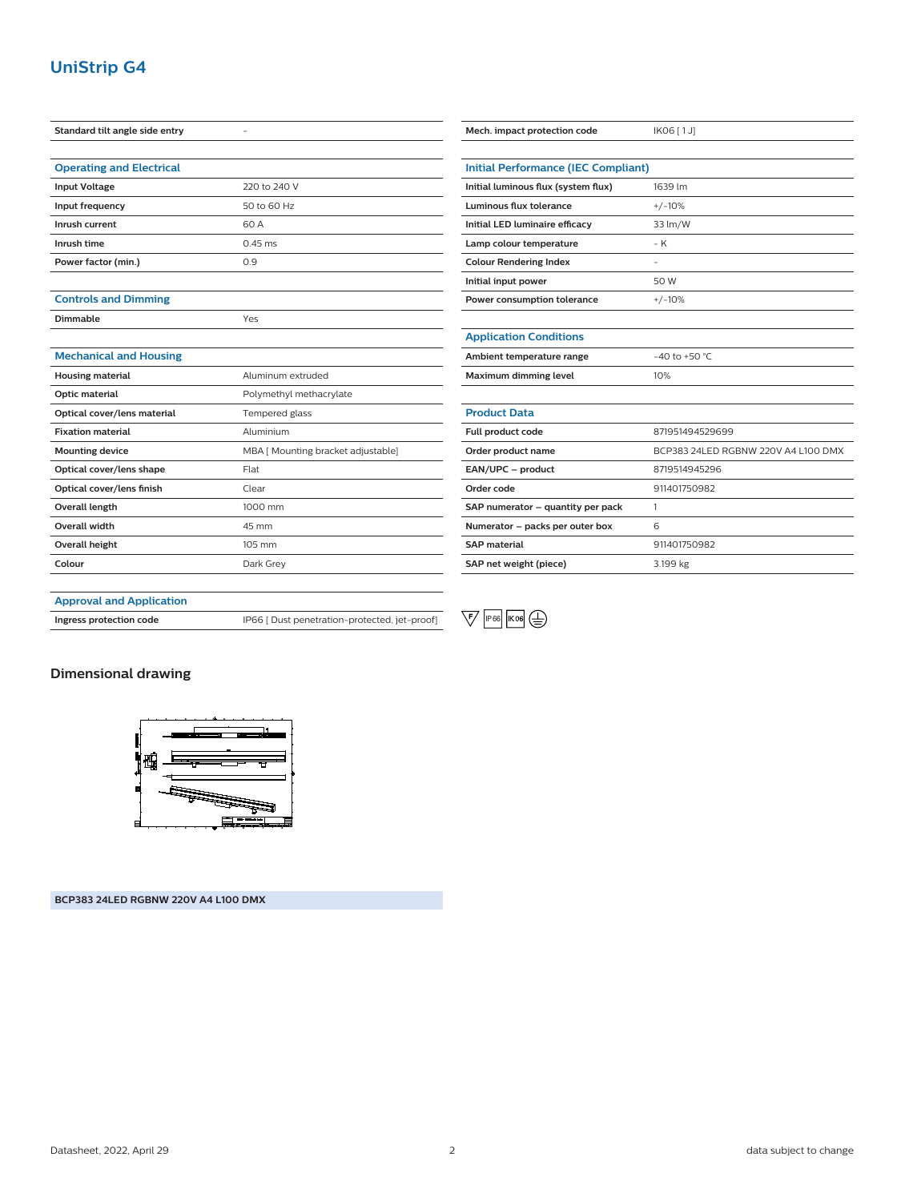# UniStrip G4

| | |
|---|---|
| **Standard tilt angle side entry** | - |

### Operating and Electrical

| | |
|---|---|
| **Input Voltage** | 220 to 240 V |
| **Input frequency** | 50 to 60 Hz |
| **Inrush current** | 60 A |
| **Inrush time** | 0.45 ms |
| **Power factor (min.)** | 0.9 |

### Controls and Dimming

| | |
|---|---|
| **Dimmable** | Yes |

### Mechanical and Housing

| | |
|---|---|
| **Housing material** | Aluminum extruded |
| **Optic material** | Polymethyl methacrylate |
| **Optical cover/lens material** | Tempered glass |
| **Fixation material** | Aluminium |
| **Mounting device** | MBA [ Mounting bracket adjustable] |
| **Optical cover/lens shape** | Flat |
| **Optical cover/lens finish** | Clear |
| **Overall length** | 1000 mm |
| **Overall width** | 45 mm |
| **Overall height** | 105 mm |
| **Colour** | Dark Grey |

### Approval and Application

| | |
|---|---|
| **Ingress protection code** | IP66 [ Dust penetration-protected, jet-proof] |
| **Mech. impact protection code** | IK06 [ 1 J] |

### Initial Performance (IEC Compliant)

| | |
|---|---|
| **Initial luminous flux (system flux)** | 1639 lm |
| **Luminous flux tolerance** | +/-10% |
| **Initial LED luminaire efficacy** | 33 lm/W |
| **Lamp colour temperature** | - K |
| **Colour Rendering Index** | - |
| **Initial input power** | 50 W |
| **Power consumption tolerance** | +/-10% |

### Application Conditions

| | |
|---|---|
| **Ambient temperature range** | -40 to +50 °C |
| **Maximum dimming level** | 10% |

### Product Data

| | |
|---|---|
| **Full product code** | 871951494529699 |
| **Order product name** | BCP383 24LED RGBNW 220V A4 L100 DMX |
| **EAN/UPC – product** | 8719514945296 |
| **Order code** | 911401750982 |
| **SAP numerator – quantity per pack** | 1 |
| **Numerator – packs per outer box** | 6 |
| **SAP material** | 911401750982 |
| **SAP net weight (piece)** | 3.199 kg |

F IP66 IK06

## Dimensional drawing

**BCP383 24LED RGBNW 220V A4 L100 DMX**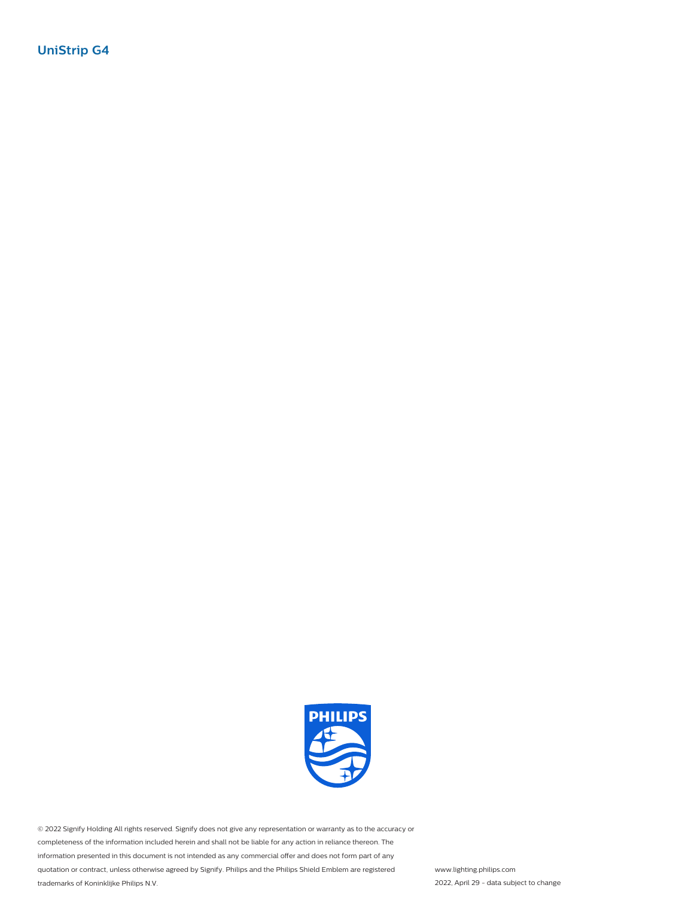© 2022 Signify Holding All rights reserved. Signify does not give any representation or warranty as to the accuracy or completeness of the information included herein and shall not be liable for any action in reliance thereon. The information presented in this document is not intended as any commercial offer and does not form part of any quotation or contract, unless otherwise agreed by Signify. Philips and the Philips Shield Emblem are registered trademarks of Koninklijke Philips N.V.

www.lighting.philips.com

2022, April 29 - data subject to change